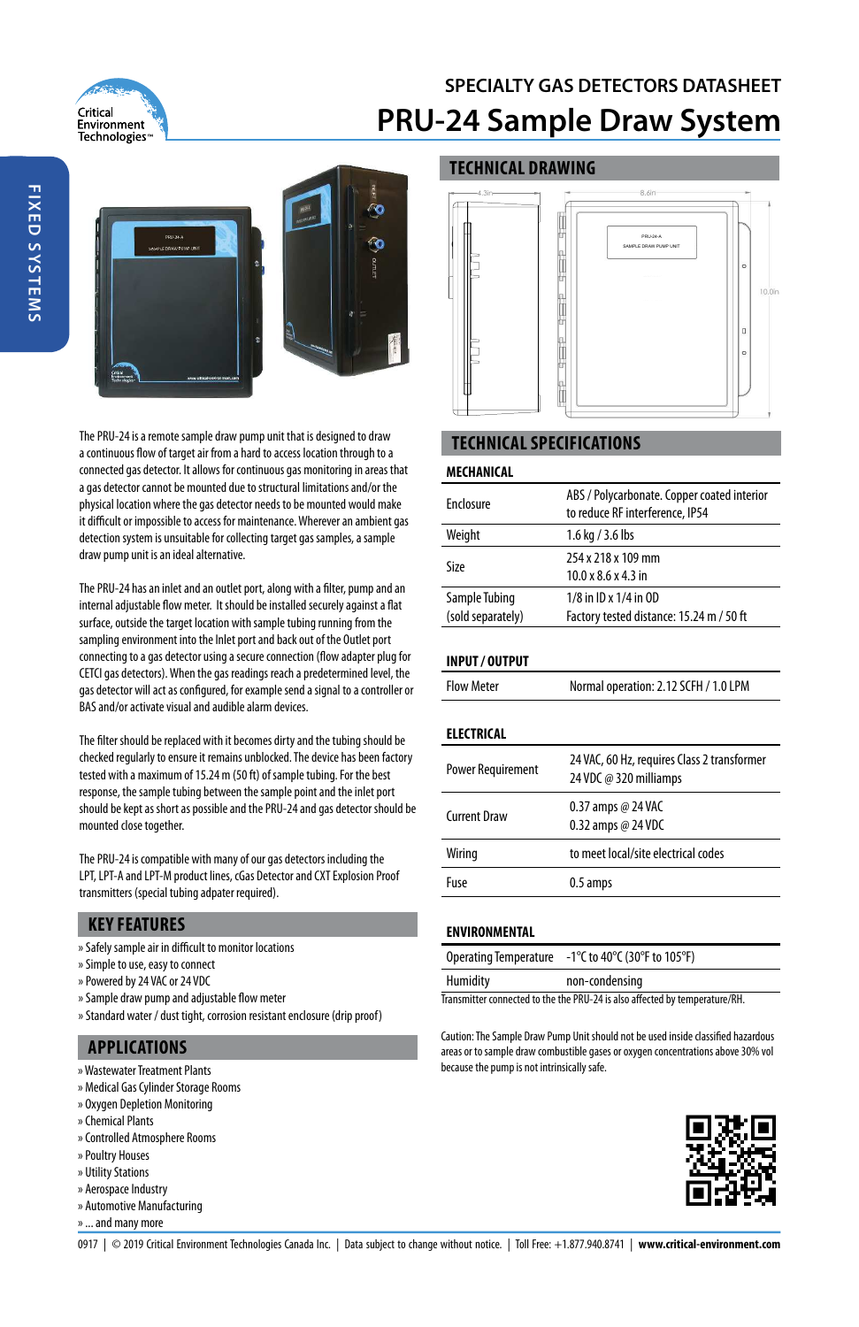SPECIALTY GAS DETECTORS DATASHEET

# PRU-24 Sample Draw System

The PRU-24 is a remote sample draw pump unit that is designed to draw a continuous flow of target air from a hard to access location through to a connected gas detector. It allows for continuous gas monitoring in areas that a gas detector cannot be mounted due to structural limitations and/or the physical location where the gas detector needs to be mounted would make it difficult or impossible to access for maintenance. Wherever an ambient gas detection system is unsuitable for collecting target gas samples, a sample draw pump unit is an ideal alternative.

The PRU-24 has an inlet and an outlet port, along with a filter, pump and an internal adjustable flow meter. It should be installed securely against a flat surface, outside the target location with sample tubing running from the sampling environment into the Inlet port and back out of the Outlet port connecting to a gas detector using a secure connection (flow adapter plug for CETCI gas detectors). When the gas readings reach a predetermined level, the gas detector will act as configured, for example send a signal to a controller or BAS and/or activate visual and audible alarm devices.

The filter should be replaced with it becomes dirty and the tubing should be checked regularly to ensure it remains unblocked. The device has been factory tested with a maximum of 15.24 m (50 ft) of sample tubing. For the best response, the sample tubing between the sample point and the inlet port should be kept as short as possible and the PRU-24 and gas detector should be mounted close together.

The PRU-24 is compatible with many of our gas detectors including the LPT, LPT-A and LPT-M product lines, cGas Detector and CXT Explosion Proof transmitters (special tubing adpater required).

## KEY FEATURES

- » Safely sample air in difficult to monitor locations
- » Simple to use, easy to connect
- » Powered by 24 VAC or 24 VDC
- » Sample draw pump and adjustable flow meter
- » Standard water / dust tight, corrosion resistant enclosure (drip proof)

## APPLICATIONS

- » Wastewater Treatment Plants
- » Medical Gas Cylinder Storage Rooms
- » Oxygen Depletion Monitoring
- » Chemical Plants
- » Controlled Atmosphere Rooms
- » Poultry Houses
- » Utility Stations
- » Aerospace Industry
- » Automotive Manufacturing
- » ... and many more

## TECHNICAL DRAWING

4.3in — 8.6in — 10.0in

PRU-24-A SAMPLE DRAW PUMP UNIT

## TECHNICAL SPECIFICATIONS

### MECHANICAL

| | |
|---|---|
| Enclosure | ABS / Polycarbonate. Copper coated interior to reduce RF interference, IP54 |
| Weight | 1.6 kg / 3.6 lbs |
| Size | 254 x 218 x 109 mm<br>10.0 x 8.6 x 4.3 in |
| Sample Tubing (sold separately) | 1/8 in ID x 1/4 in OD<br>Factory tested distance: 15.24 m / 50 ft |

### INPUT / OUTPUT

| | |
|---|---|
| Flow Meter | Normal operation: 2.12 SCFH / 1.0 LPM |

### ELECTRICAL

| | |
|---|---|
| Power Requirement | 24 VAC, 60 Hz, requires Class 2 transformer<br>24 VDC @ 320 milliamps |
| Current Draw | 0.37 amps @ 24 VAC<br>0.32 amps @ 24 VDC |
| Wiring | to meet local/site electrical codes |
| Fuse | 0.5 amps |

### ENVIRONMENTAL

| | |
|---|---|
| Operating Temperature | -1°C to 40°C (30°F to 105°F) |
| Humidity | non-condensing |

Transmitter connected to the the PRU-24 is also affected by temperature/RH.

Caution: The Sample Draw Pump Unit should not be used inside classified hazardous areas or to sample draw combustible gases or oxygen concentrations above 30% vol because the pump is not intrinsically safe.

0917 | © 2019 Critical Environment Technologies Canada Inc. | Data subject to change without notice. | Toll Free: +1.877.940.8741 | **www.critical-environment.com**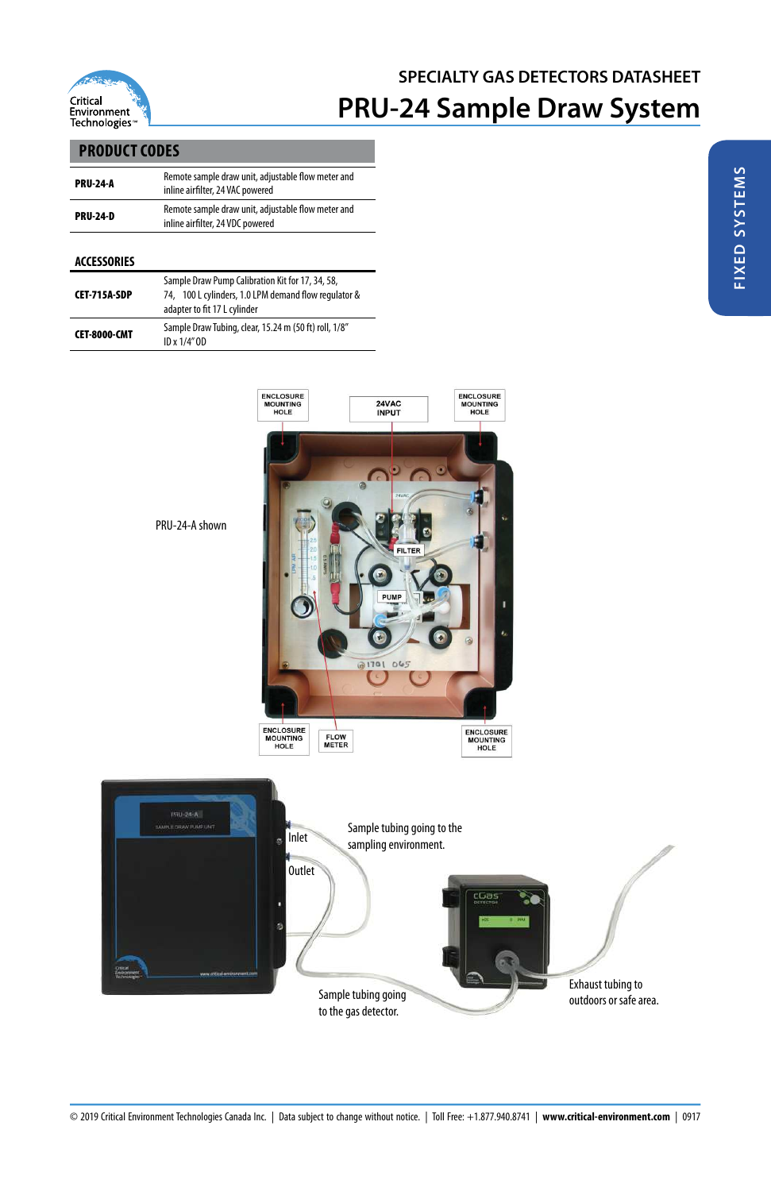SPECIALTY GAS DETECTORS DATASHEET

# PRU-24 Sample Draw System

FIXED SYSTEMS

## PRODUCT CODES

| | |
|---|---|
| **PRU-24-A** | Remote sample draw unit, adjustable flow meter and inline airfilter, 24 VAC powered |
| **PRU-24-D** | Remote sample draw unit, adjustable flow meter and inline airfilter, 24 VDC powered |

## ACCESSORIES

| | |
|---|---|
| **CET-715A-SDP** | Sample Draw Pump Calibration Kit for 17, 34, 58, 74, 100 L cylinders, 1.0 LPM demand flow regulator & adapter to fit 17 L cylinder |
| **CET-8000-CMT** | Sample Draw Tubing, clear, 15.24 m (50 ft) roll, 1/8" ID x 1/4" OD |

PRU-24-A shown

ENCLOSURE MOUNTING HOLE

24VAC INPUT

ENCLOSURE MOUNTING HOLE

FILTER

PUMP

ENCLOSURE MOUNTING HOLE

FLOW METER

ENCLOSURE MOUNTING HOLE

Inlet

Outlet

Sample tubing going to the sampling environment.

Sample tubing going to the gas detector.

Exhaust tubing to outdoors or safe area.

© 2019 Critical Environment Technologies Canada Inc. | Data subject to change without notice. | Toll Free: +1.877.940.8741 | **www.critical-environment.com** | 0917